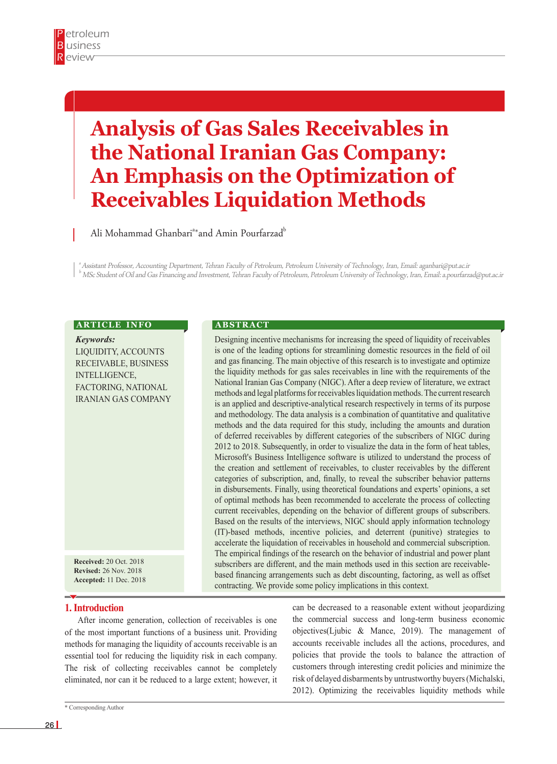# Analysis of Gas Sales Receivables in the National Iranian Gas Company: An Emphasis on the Optimization of Receivables Liquidation Methods

Ali Mohammad Ghanbari[a*] and Amin Pourfarzad[b]

[a] Assistant Professor, Accounting Department, Tehran Faculty of Petroleum, Petroleum University of Technology, Iran, Email: aganbari@put.ac.ir
[b] MSc Student of Oil and Gas Financing and Investment, Tehran Faculty of Petroleum, Petroleum University of Technology, Iran, Email: a.pourfarzad@put.ac.ir

## ARTICLE INFO

***Keywords:***
LIQUIDITY, ACCOUNTS RECEIVABLE, BUSINESS INTELLIGENCE, FACTORING, NATIONAL IRANIAN GAS COMPANY

**Received:** 20 Oct. 2018
**Revised:** 26 Nov. 2018
**Accepted:** 11 Dec. 2018

## ABSTRACT

Designing incentive mechanisms for increasing the speed of liquidity of receivables is one of the leading options for streamlining domestic resources in the field of oil and gas financing. The main objective of this research is to investigate and optimize the liquidity methods for gas sales receivables in line with the requirements of the National Iranian Gas Company (NIGC). After a deep review of literature, we extract methods and legal platforms for receivables liquidation methods. The current research is an applied and descriptive-analytical research respectively in terms of its purpose and methodology. The data analysis is a combination of quantitative and qualitative methods and the data required for this study, including the amounts and duration of deferred receivables by different categories of the subscribers of NIGC during 2012 to 2018. Subsequently, in order to visualize the data in the form of heat tables, Microsoft's Business Intelligence software is utilized to understand the process of the creation and settlement of receivables, to cluster receivables by the different categories of subscription, and, finally, to reveal the subscriber behavior patterns in disbursements. Finally, using theoretical foundations and experts' opinions, a set of optimal methods has been recommended to accelerate the process of collecting current receivables, depending on the behavior of different groups of subscribers. Based on the results of the interviews, NIGC should apply information technology (IT)-based methods, incentive policies, and deterrent (punitive) strategies to accelerate the liquidation of receivables in household and commercial subscription. The empirical findings of the research on the behavior of industrial and power plant subscribers are different, and the main methods used in this section are receivable-based financing arrangements such as debt discounting, factoring, as well as offset contracting. We provide some policy implications in this context.

## 1. Introduction

After income generation, collection of receivables is one of the most important functions of a business unit. Providing methods for managing the liquidity of accounts receivable is an essential tool for reducing the liquidity risk in each company. The risk of collecting receivables cannot be completely eliminated, nor can it be reduced to a large extent; however, it can be decreased to a reasonable extent without jeopardizing the commercial success and long-term business economic objectives(Ljubic & Mance, 2019). The management of accounts receivable includes all the actions, procedures, and policies that provide the tools to balance the attraction of customers through interesting credit policies and minimize the risk of delayed disbarments by untrustworthy buyers (Michalski, 2012). Optimizing the receivables liquidity methods while

* Corresponding Author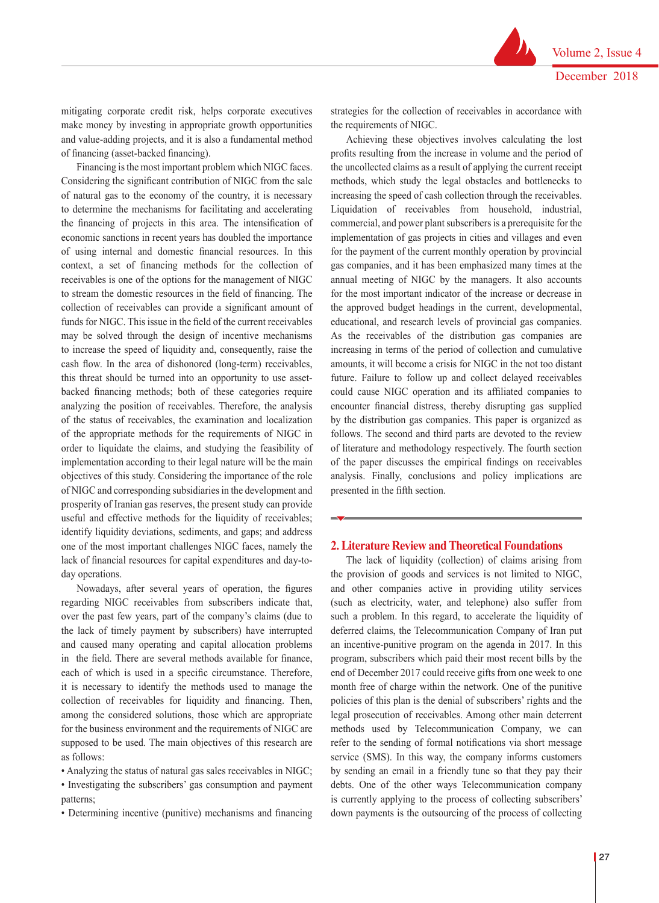mitigating corporate credit risk, helps corporate executives make money by investing in appropriate growth opportunities and value-adding projects, and it is also a fundamental method of financing (asset-backed financing).

Financing is the most important problem which NIGC faces. Considering the significant contribution of NIGC from the sale of natural gas to the economy of the country, it is necessary to determine the mechanisms for facilitating and accelerating the financing of projects in this area. The intensification of economic sanctions in recent years has doubled the importance of using internal and domestic financial resources. In this context, a set of financing methods for the collection of receivables is one of the options for the management of NIGC to stream the domestic resources in the field of financing. The collection of receivables can provide a significant amount of funds for NIGC. This issue in the field of the current receivables may be solved through the design of incentive mechanisms to increase the speed of liquidity and, consequently, raise the cash flow. In the area of dishonored (long-term) receivables, this threat should be turned into an opportunity to use asset-backed financing methods; both of these categories require analyzing the position of receivables. Therefore, the analysis of the status of receivables, the examination and localization of the appropriate methods for the requirements of NIGC in order to liquidate the claims, and studying the feasibility of implementation according to their legal nature will be the main objectives of this study. Considering the importance of the role of NIGC and corresponding subsidiaries in the development and prosperity of Iranian gas reserves, the present study can provide useful and effective methods for the liquidity of receivables; identify liquidity deviations, sediments, and gaps; and address one of the most important challenges NIGC faces, namely the lack of financial resources for capital expenditures and day-to-day operations.

Nowadays, after several years of operation, the figures regarding NIGC receivables from subscribers indicate that, over the past few years, part of the company's claims (due to the lack of timely payment by subscribers) have interrupted and caused many operating and capital allocation problems in the field. There are several methods available for finance, each of which is used in a specific circumstance. Therefore, it is necessary to identify the methods used to manage the collection of receivables for liquidity and financing. Then, among the considered solutions, those which are appropriate for the business environment and the requirements of NIGC are supposed to be used. The main objectives of this research are as follows:

- Analyzing the status of natural gas sales receivables in NIGC;
- Investigating the subscribers' gas consumption and payment patterns;
- Determining incentive (punitive) mechanisms and financing strategies for the collection of receivables in accordance with the requirements of NIGC.

Achieving these objectives involves calculating the lost profits resulting from the increase in volume and the period of the uncollected claims as a result of applying the current receipt methods, which study the legal obstacles and bottlenecks to increasing the speed of cash collection through the receivables. Liquidation of receivables from household, industrial, commercial, and power plant subscribers is a prerequisite for the implementation of gas projects in cities and villages and even for the payment of the current monthly operation by provincial gas companies, and it has been emphasized many times at the annual meeting of NIGC by the managers. It also accounts for the most important indicator of the increase or decrease in the approved budget headings in the current, developmental, educational, and research levels of provincial gas companies. As the receivables of the distribution gas companies are increasing in terms of the period of collection and cumulative amounts, it will become a crisis for NIGC in the not too distant future. Failure to follow up and collect delayed receivables could cause NIGC operation and its affiliated companies to encounter financial distress, thereby disrupting gas supplied by the distribution gas companies. This paper is organized as follows. The second and third parts are devoted to the review of literature and methodology respectively. The fourth section of the paper discusses the empirical findings on receivables analysis. Finally, conclusions and policy implications are presented in the fifth section.

## 2. Literature Review and Theoretical Foundations

The lack of liquidity (collection) of claims arising from the provision of goods and services is not limited to NIGC, and other companies active in providing utility services (such as electricity, water, and telephone) also suffer from such a problem. In this regard, to accelerate the liquidity of deferred claims, the Telecommunication Company of Iran put an incentive-punitive program on the agenda in 2017. In this program, subscribers which paid their most recent bills by the end of December 2017 could receive gifts from one week to one month free of charge within the network. One of the punitive policies of this plan is the denial of subscribers' rights and the legal prosecution of receivables. Among other main deterrent methods used by Telecommunication Company, we can refer to the sending of formal notifications via short message service (SMS). In this way, the company informs customers by sending an email in a friendly tune so that they pay their debts. One of the other ways Telecommunication company is currently applying to the process of collecting subscribers' down payments is the outsourcing of the process of collecting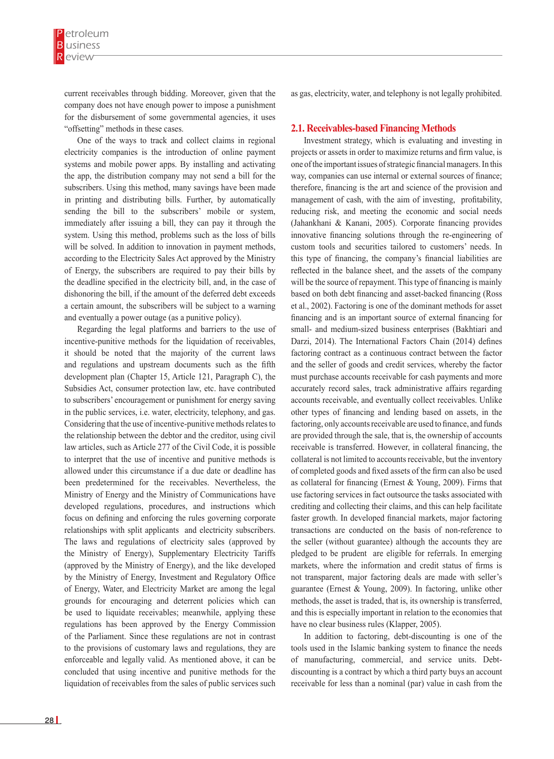current receivables through bidding. Moreover, given that the company does not have enough power to impose a punishment for the disbursement of some governmental agencies, it uses "offsetting" methods in these cases.

One of the ways to track and collect claims in regional electricity companies is the introduction of online payment systems and mobile power apps. By installing and activating the app, the distribution company may not send a bill for the subscribers. Using this method, many savings have been made in printing and distributing bills. Further, by automatically sending the bill to the subscribers' mobile or system, immediately after issuing a bill, they can pay it through the system. Using this method, problems such as the loss of bills will be solved. In addition to innovation in payment methods, according to the Electricity Sales Act approved by the Ministry of Energy, the subscribers are required to pay their bills by the deadline specified in the electricity bill, and, in the case of dishonoring the bill, if the amount of the deferred debt exceeds a certain amount, the subscribers will be subject to a warning and eventually a power outage (as a punitive policy).

Regarding the legal platforms and barriers to the use of incentive-punitive methods for the liquidation of receivables, it should be noted that the majority of the current laws and regulations and upstream documents such as the fifth development plan (Chapter 15, Article 121, Paragraph C), the Subsidies Act, consumer protection law, etc. have contributed to subscribers' encouragement or punishment for energy saving in the public services, i.e. water, electricity, telephony, and gas. Considering that the use of incentive-punitive methods relates to the relationship between the debtor and the creditor, using civil law articles, such as Article 277 of the Civil Code, it is possible to interpret that the use of incentive and punitive methods is allowed under this circumstance if a due date or deadline has been predetermined for the receivables. Nevertheless, the Ministry of Energy and the Ministry of Communications have developed regulations, procedures, and instructions which focus on defining and enforcing the rules governing corporate relationships with split applicants and electricity subscribers. The laws and regulations of electricity sales (approved by the Ministry of Energy), Supplementary Electricity Tariffs (approved by the Ministry of Energy), and the like developed by the Ministry of Energy, Investment and Regulatory Office of Energy, Water, and Electricity Market are among the legal grounds for encouraging and deterrent policies which can be used to liquidate receivables; meanwhile, applying these regulations has been approved by the Energy Commission of the Parliament. Since these regulations are not in contrast to the provisions of customary laws and regulations, they are enforceable and legally valid. As mentioned above, it can be concluded that using incentive and punitive methods for the liquidation of receivables from the sales of public services such as gas, electricity, water, and telephony is not legally prohibited.

## 2.1. Receivables-based Financing Methods

Investment strategy, which is evaluating and investing in projects or assets in order to maximize returns and firm value, is one of the important issues of strategic financial managers. In this way, companies can use internal or external sources of finance; therefore, financing is the art and science of the provision and management of cash, with the aim of investing, profitability, reducing risk, and meeting the economic and social needs (Jahankhani & Kanani, 2005). Corporate financing provides innovative financing solutions through the re-engineering of custom tools and securities tailored to customers' needs. In this type of financing, the company's financial liabilities are reflected in the balance sheet, and the assets of the company will be the source of repayment. This type of financing is mainly based on both debt financing and asset-backed financing (Ross et al., 2002). Factoring is one of the dominant methods for asset financing and is an important source of external financing for small- and medium-sized business enterprises (Bakhtiari and Darzi, 2014). The International Factors Chain (2014) defines factoring contract as a continuous contract between the factor and the seller of goods and credit services, whereby the factor must purchase accounts receivable for cash payments and more accurately record sales, track administrative affairs regarding accounts receivable, and eventually collect receivables. Unlike other types of financing and lending based on assets, in the factoring, only accounts receivable are used to finance, and funds are provided through the sale, that is, the ownership of accounts receivable is transferred. However, in collateral financing, the collateral is not limited to accounts receivable, but the inventory of completed goods and fixed assets of the firm can also be used as collateral for financing (Ernest & Young, 2009). Firms that use factoring services in fact outsource the tasks associated with crediting and collecting their claims, and this can help facilitate faster growth. In developed financial markets, major factoring transactions are conducted on the basis of non-reference to the seller (without guarantee) although the accounts they are pledged to be prudent are eligible for referrals. In emerging markets, where the information and credit status of firms is not transparent, major factoring deals are made with seller's guarantee (Ernest & Young, 2009). In factoring, unlike other methods, the asset is traded, that is, its ownership is transferred, and this is especially important in relation to the economies that have no clear business rules (Klapper, 2005).

In addition to factoring, debt-discounting is one of the tools used in the Islamic banking system to finance the needs of manufacturing, commercial, and service units. Debt-discounting is a contract by which a third party buys an account receivable for less than a nominal (par) value in cash from the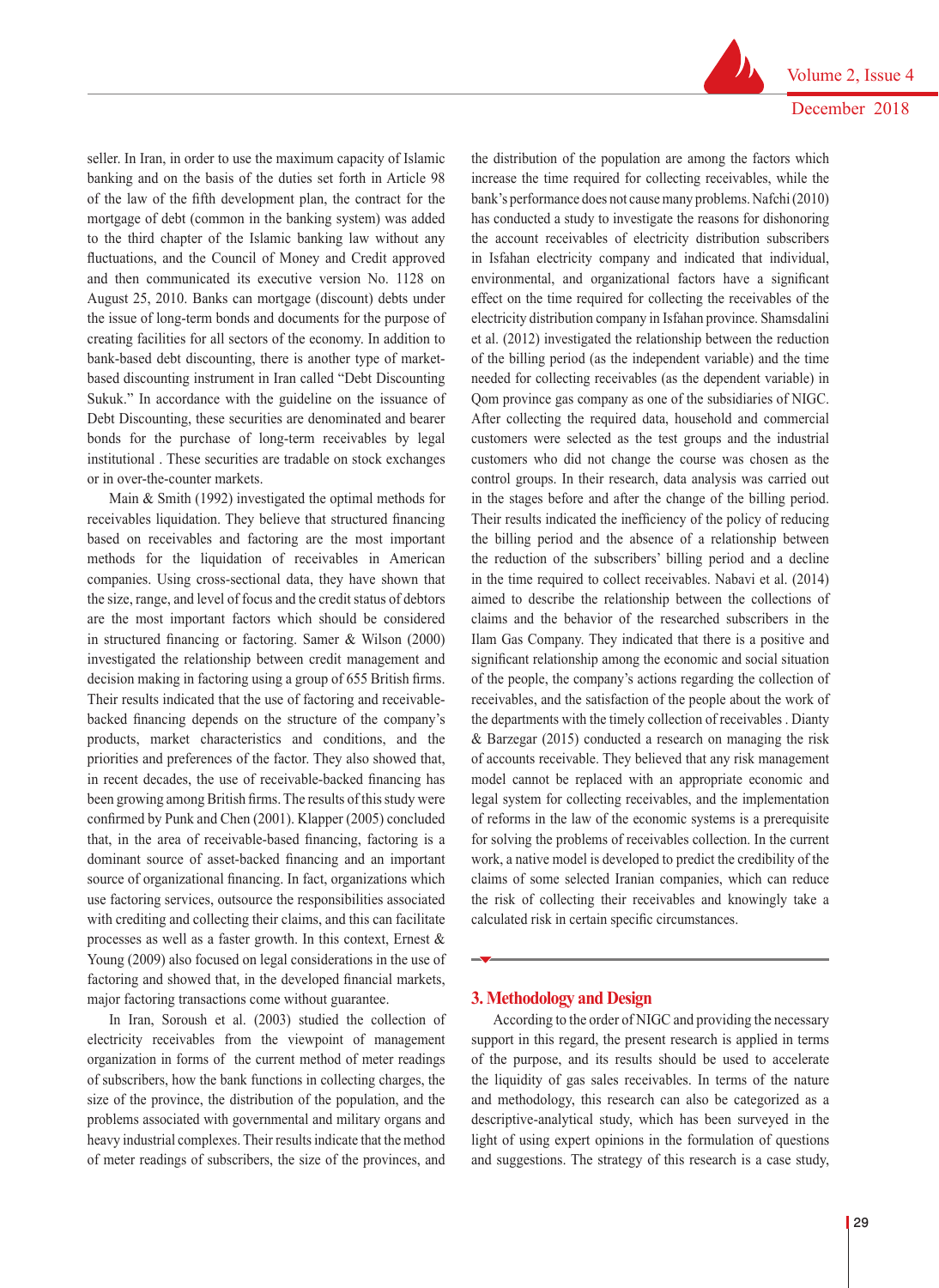seller. In Iran, in order to use the maximum capacity of Islamic banking and on the basis of the duties set forth in Article 98 of the law of the fifth development plan, the contract for the mortgage of debt (common in the banking system) was added to the third chapter of the Islamic banking law without any fluctuations, and the Council of Money and Credit approved and then communicated its executive version No. 1128 on August 25, 2010. Banks can mortgage (discount) debts under the issue of long-term bonds and documents for the purpose of creating facilities for all sectors of the economy. In addition to bank-based debt discounting, there is another type of market-based discounting instrument in Iran called "Debt Discounting Sukuk." In accordance with the guideline on the issuance of Debt Discounting, these securities are denominated and bearer bonds for the purchase of long-term receivables by legal institutional . These securities are tradable on stock exchanges or in over-the-counter markets.

Main & Smith (1992) investigated the optimal methods for receivables liquidation. They believe that structured financing based on receivables and factoring are the most important methods for the liquidation of receivables in American companies. Using cross-sectional data, they have shown that the size, range, and level of focus and the credit status of debtors are the most important factors which should be considered in structured financing or factoring. Samer & Wilson (2000) investigated the relationship between credit management and decision making in factoring using a group of 655 British firms. Their results indicated that the use of factoring and receivable-backed financing depends on the structure of the company's products, market characteristics and conditions, and the priorities and preferences of the factor. They also showed that, in recent decades, the use of receivable-backed financing has been growing among British firms. The results of this study were confirmed by Punk and Chen (2001). Klapper (2005) concluded that, in the area of receivable-based financing, factoring is a dominant source of asset-backed financing and an important source of organizational financing. In fact, organizations which use factoring services, outsource the responsibilities associated with crediting and collecting their claims, and this can facilitate processes as well as a faster growth. In this context, Ernest & Young (2009) also focused on legal considerations in the use of factoring and showed that, in the developed financial markets, major factoring transactions come without guarantee.

In Iran, Soroush et al. (2003) studied the collection of electricity receivables from the viewpoint of management organization in forms of the current method of meter readings of subscribers, how the bank functions in collecting charges, the size of the province, the distribution of the population, and the problems associated with governmental and military organs and heavy industrial complexes. Their results indicate that the method of meter readings of subscribers, the size of the provinces, and the distribution of the population are among the factors which increase the time required for collecting receivables, while the bank's performance does not cause many problems. Nafchi (2010) has conducted a study to investigate the reasons for dishonoring the account receivables of electricity distribution subscribers in Isfahan electricity company and indicated that individual, environmental, and organizational factors have a significant effect on the time required for collecting the receivables of the electricity distribution company in Isfahan province. Shamsdalini et al. (2012) investigated the relationship between the reduction of the billing period (as the independent variable) and the time needed for collecting receivables (as the dependent variable) in Qom province gas company as one of the subsidiaries of NIGC. After collecting the required data, household and commercial customers were selected as the test groups and the industrial customers who did not change the course was chosen as the control groups. In their research, data analysis was carried out in the stages before and after the change of the billing period. Their results indicated the inefficiency of the policy of reducing the billing period and the absence of a relationship between the reduction of the subscribers' billing period and a decline in the time required to collect receivables. Nabavi et al. (2014) aimed to describe the relationship between the collections of claims and the behavior of the researched subscribers in the Ilam Gas Company. They indicated that there is a positive and significant relationship among the economic and social situation of the people, the company's actions regarding the collection of receivables, and the satisfaction of the people about the work of the departments with the timely collection of receivables . Dianty & Barzegar (2015) conducted a research on managing the risk of accounts receivable. They believed that any risk management model cannot be replaced with an appropriate economic and legal system for collecting receivables, and the implementation of reforms in the law of the economic systems is a prerequisite for solving the problems of receivables collection. In the current work, a native model is developed to predict the credibility of the claims of some selected Iranian companies, which can reduce the risk of collecting their receivables and knowingly take a calculated risk in certain specific circumstances.

## 3. Methodology and Design

According to the order of NIGC and providing the necessary support in this regard, the present research is applied in terms of the purpose, and its results should be used to accelerate the liquidity of gas sales receivables. In terms of the nature and methodology, this research can also be categorized as a descriptive-analytical study, which has been surveyed in the light of using expert opinions in the formulation of questions and suggestions. The strategy of this research is a case study,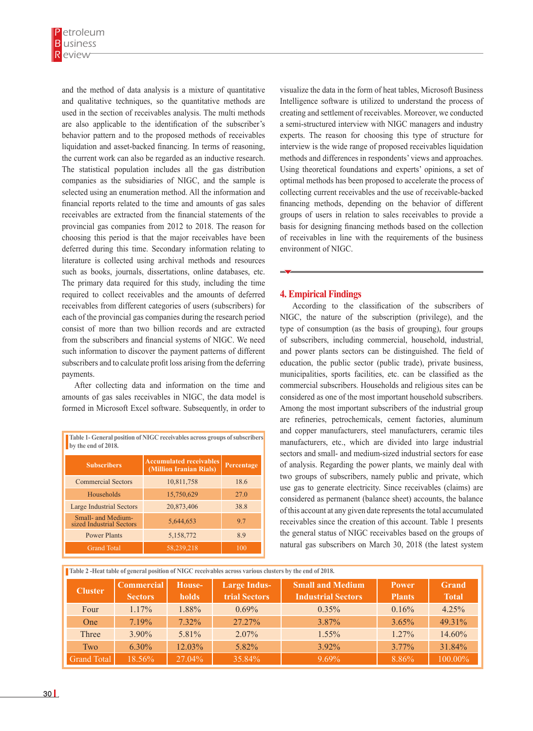and the method of data analysis is a mixture of quantitative and qualitative techniques, so the quantitative methods are used in the section of receivables analysis. The multi methods are also applicable to the identification of the subscriber's behavior pattern and to the proposed methods of receivables liquidation and asset-backed financing. In terms of reasoning, the current work can also be regarded as an inductive research. The statistical population includes all the gas distribution companies as the subsidiaries of NIGC, and the sample is selected using an enumeration method. All the information and financial reports related to the time and amounts of gas sales receivables are extracted from the financial statements of the provincial gas companies from 2012 to 2018. The reason for choosing this period is that the major receivables have been deferred during this time. Secondary information relating to literature is collected using archival methods and resources such as books, journals, dissertations, online databases, etc. The primary data required for this study, including the time required to collect receivables and the amounts of deferred receivables from different categories of users (subscribers) for each of the provincial gas companies during the research period consist of more than two billion records and are extracted from the subscribers and financial systems of NIGC. We need such information to discover the payment patterns of different subscribers and to calculate profit loss arising from the deferring payments.

After collecting data and information on the time and amounts of gas sales receivables in NIGC, the data model is formed in Microsoft Excel software. Subsequently, in order to visualize the data in the form of heat tables, Microsoft Business Intelligence software is utilized to understand the process of creating and settlement of receivables. Moreover, we conducted a semi-structured interview with NIGC managers and industry experts. The reason for choosing this type of structure for interview is the wide range of proposed receivables liquidation methods and differences in respondents' views and approaches. Using theoretical foundations and experts' opinions, a set of optimal methods has been proposed to accelerate the process of collecting current receivables and the use of receivable-backed financing methods, depending on the behavior of different groups of users in relation to sales receivables to provide a basis for designing financing methods based on the collection of receivables in line with the requirements of the business environment of NIGC.

Table 1- General position of NIGC receivables across groups of subscribers by the end of 2018.

| Subscribers | Accumulated receivables (Million Iranian Rials) | Percentage |
|---|---|---|
| Commercial Sectors | 10,811,758 | 18.6 |
| Households | 15,750,629 | 27.0 |
| Large Industrial Sectors | 20,873,406 | 38.8 |
| Small- and Medium-sized Industrial Sectors | 5,644,653 | 9.7 |
| Power Plants | 5,158,772 | 8.9 |
| Grand Total | 58,239,218 | 100 |

## 4. Empirical Findings

According to the classification of the subscribers of NIGC, the nature of the subscription (privilege), and the type of consumption (as the basis of grouping), four groups of subscribers, including commercial, household, industrial, and power plants sectors can be distinguished. The field of education, the public sector (public trade), private business, municipalities, sports facilities, etc. can be classified as the commercial subscribers. Households and religious sites can be considered as one of the most important household subscribers. Among the most important subscribers of the industrial group are refineries, petrochemicals, cement factories, aluminum and copper manufacturers, steel manufacturers, ceramic tiles manufacturers, etc., which are divided into large industrial sectors and small- and medium-sized industrial sectors for ease of analysis. Regarding the power plants, we mainly deal with two groups of subscribers, namely public and private, which use gas to generate electricity. Since receivables (claims) are considered as permanent (balance sheet) accounts, the balance of this account at any given date represents the total accumulated receivables since the creation of this account. Table 1 presents the general status of NIGC receivables based on the groups of natural gas subscribers on March 30, 2018 (the latest system

Table 2 -Heat table of general position of NIGC receivables across various clusters by the end of 2018.

| Cluster | Commercial Sectors | House-holds | Large Industrial Sectors | Small and Medium Industrial Sectors | Power Plants | Grand Total |
|---|---|---|---|---|---|---|
| Four | 1.17% | 1.88% | 0.69% | 0.35% | 0.16% | 4.25% |
| One | 7.19% | 7.32% | 27.27% | 3.87% | 3.65% | 49.31% |
| Three | 3.90% | 5.81% | 2.07% | 1.55% | 1.27% | 14.60% |
| Two | 6.30% | 12.03% | 5.82% | 3.92% | 3.77% | 31.84% |
| Grand Total | 18.56% | 27.04% | 35.84% | 9.69% | 8.86% | 100.00% |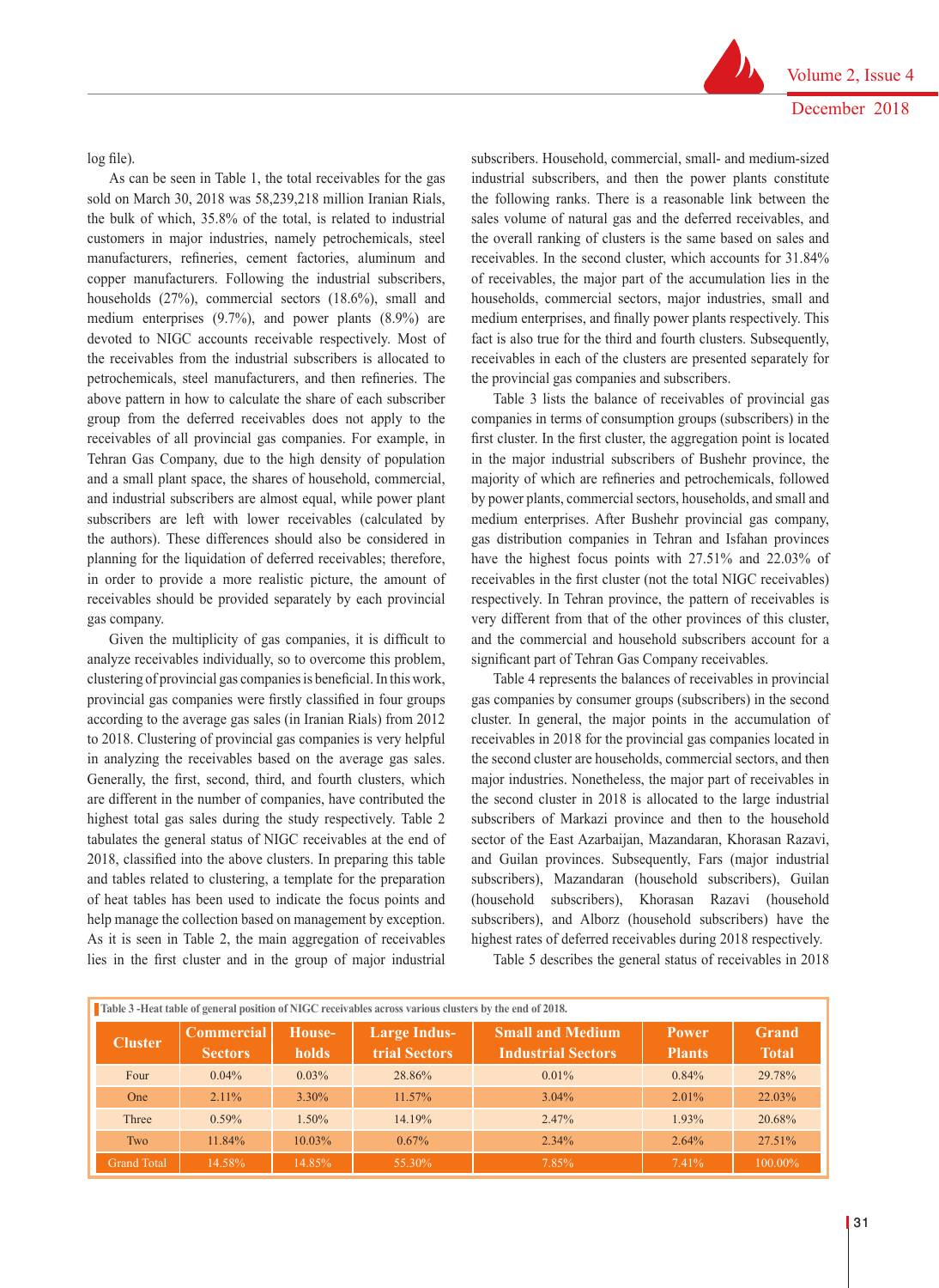log file).

As can be seen in Table 1, the total receivables for the gas sold on March 30, 2018 was 58,239,218 million Iranian Rials, the bulk of which, 35.8% of the total, is related to industrial customers in major industries, namely petrochemicals, steel manufacturers, refineries, cement factories, aluminum and copper manufacturers. Following the industrial subscribers, households (27%), commercial sectors (18.6%), small and medium enterprises (9.7%), and power plants (8.9%) are devoted to NIGC accounts receivable respectively. Most of the receivables from the industrial subscribers is allocated to petrochemicals, steel manufacturers, and then refineries. The above pattern in how to calculate the share of each subscriber group from the deferred receivables does not apply to the receivables of all provincial gas companies. For example, in Tehran Gas Company, due to the high density of population and a small plant space, the shares of household, commercial, and industrial subscribers are almost equal, while power plant subscribers are left with lower receivables (calculated by the authors). These differences should also be considered in planning for the liquidation of deferred receivables; therefore, in order to provide a more realistic picture, the amount of receivables should be provided separately by each provincial gas company.

Given the multiplicity of gas companies, it is difficult to analyze receivables individually, so to overcome this problem, clustering of provincial gas companies is beneficial. In this work, provincial gas companies were firstly classified in four groups according to the average gas sales (in Iranian Rials) from 2012 to 2018. Clustering of provincial gas companies is very helpful in analyzing the receivables based on the average gas sales. Generally, the first, second, third, and fourth clusters, which are different in the number of companies, have contributed the highest total gas sales during the study respectively. Table 2 tabulates the general status of NIGC receivables at the end of 2018, classified into the above clusters. In preparing this table and tables related to clustering, a template for the preparation of heat tables has been used to indicate the focus points and help manage the collection based on management by exception. As it is seen in Table 2, the main aggregation of receivables lies in the first cluster and in the group of major industrial subscribers. Household, commercial, small- and medium-sized industrial subscribers, and then the power plants constitute the following ranks. There is a reasonable link between the sales volume of natural gas and the deferred receivables, and the overall ranking of clusters is the same based on sales and receivables. In the second cluster, which accounts for 31.84% of receivables, the major part of the accumulation lies in the households, commercial sectors, major industries, small and medium enterprises, and finally power plants respectively. This fact is also true for the third and fourth clusters. Subsequently, receivables in each of the clusters are presented separately for the provincial gas companies and subscribers.

Table 3 lists the balance of receivables of provincial gas companies in terms of consumption groups (subscribers) in the first cluster. In the first cluster, the aggregation point is located in the major industrial subscribers of Bushehr province, the majority of which are refineries and petrochemicals, followed by power plants, commercial sectors, households, and small and medium enterprises. After Bushehr provincial gas company, gas distribution companies in Tehran and Isfahan provinces have the highest focus points with 27.51% and 22.03% of receivables in the first cluster (not the total NIGC receivables) respectively. In Tehran province, the pattern of receivables is very different from that of the other provinces of this cluster, and the commercial and household subscribers account for a significant part of Tehran Gas Company receivables.

Table 4 represents the balances of receivables in provincial gas companies by consumer groups (subscribers) in the second cluster. In general, the major points in the accumulation of receivables in 2018 for the provincial gas companies located in the second cluster are households, commercial sectors, and then major industries. Nonetheless, the major part of receivables in the second cluster in 2018 is allocated to the large industrial subscribers of Markazi province and then to the household sector of the East Azarbaijan, Mazandaran, Khorasan Razavi, and Guilan provinces. Subsequently, Fars (major industrial subscribers), Mazandaran (household subscribers), Guilan (household subscribers), Khorasan Razavi (household subscribers), and Alborz (household subscribers) have the highest rates of deferred receivables during 2018 respectively.

Table 5 describes the general status of receivables in 2018

**Table 3 -Heat table of general position of NIGC receivables across various clusters by the end of 2018.**

| Cluster | Commercial Sectors | House-holds | Large Industrial Sectors | Small and Medium Industrial Sectors | Power Plants | Grand Total |
|---|---|---|---|---|---|---|
| Four | 0.04% | 0.03% | 28.86% | 0.01% | 0.84% | 29.78% |
| One | 2.11% | 3.30% | 11.57% | 3.04% | 2.01% | 22.03% |
| Three | 0.59% | 1.50% | 14.19% | 2.47% | 1.93% | 20.68% |
| Two | 11.84% | 10.03% | 0.67% | 2.34% | 2.64% | 27.51% |
| Grand Total | 14.58% | 14.85% | 55.30% | 7.85% | 7.41% | 100.00% |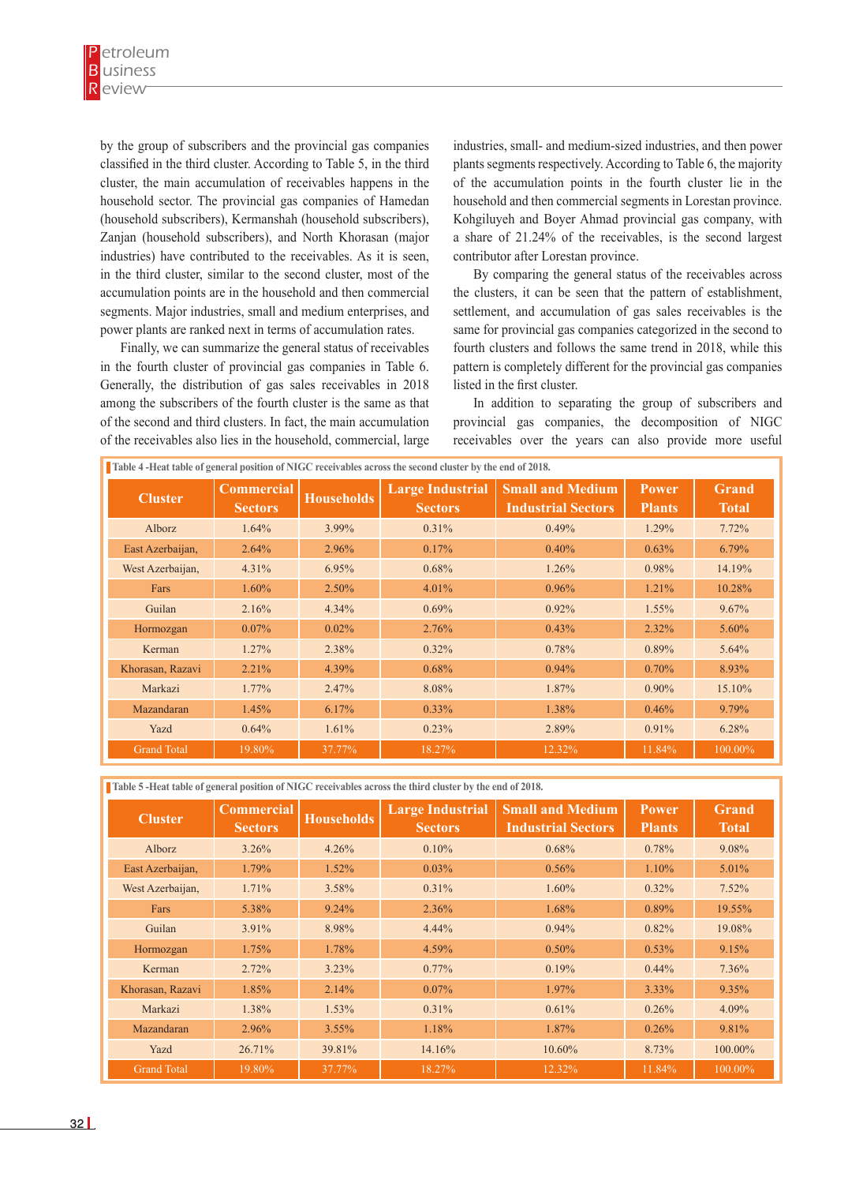by the group of subscribers and the provincial gas companies classified in the third cluster. According to Table 5, in the third cluster, the main accumulation of receivables happens in the household sector. The provincial gas companies of Hamedan (household subscribers), Kermanshah (household subscribers), Zanjan (household subscribers), and North Khorasan (major industries) have contributed to the receivables. As it is seen, in the third cluster, similar to the second cluster, most of the accumulation points are in the household and then commercial segments. Major industries, small and medium enterprises, and power plants are ranked next in terms of accumulation rates.

Finally, we can summarize the general status of receivables in the fourth cluster of provincial gas companies in Table 6. Generally, the distribution of gas sales receivables in 2018 among the subscribers of the fourth cluster is the same as that of the second and third clusters. In fact, the main accumulation of the receivables also lies in the household, commercial, large industries, small- and medium-sized industries, and then power plants segments respectively. According to Table 6, the majority of the accumulation points in the fourth cluster lie in the household and then commercial segments in Lorestan province. Kohgiluyeh and Boyer Ahmad provincial gas company, with a share of 21.24% of the receivables, is the second largest contributor after Lorestan province.

By comparing the general status of the receivables across the clusters, it can be seen that the pattern of establishment, settlement, and accumulation of gas sales receivables is the same for provincial gas companies categorized in the second to fourth clusters and follows the same trend in 2018, while this pattern is completely different for the provincial gas companies listed in the first cluster.

In addition to separating the group of subscribers and provincial gas companies, the decomposition of NIGC receivables over the years can also provide more useful

**Table 4 -Heat table of general position of NIGC receivables across the second cluster by the end of 2018.**

| Cluster | Commercial Sectors | Households | Large Industrial Sectors | Small and Medium Industrial Sectors | Power Plants | Grand Total |
|---|---|---|---|---|---|---|
| Alborz | 1.64% | 3.99% | 0.31% | 0.49% | 1.29% | 7.72% |
| East Azerbaijan, | 2.64% | 2.96% | 0.17% | 0.40% | 0.63% | 6.79% |
| West Azerbaijan, | 4.31% | 6.95% | 0.68% | 1.26% | 0.98% | 14.19% |
| Fars | 1.60% | 2.50% | 4.01% | 0.96% | 1.21% | 10.28% |
| Guilan | 2.16% | 4.34% | 0.69% | 0.92% | 1.55% | 9.67% |
| Hormozgan | 0.07% | 0.02% | 2.76% | 0.43% | 2.32% | 5.60% |
| Kerman | 1.27% | 2.38% | 0.32% | 0.78% | 0.89% | 5.64% |
| Khorasan, Razavi | 2.21% | 4.39% | 0.68% | 0.94% | 0.70% | 8.93% |
| Markazi | 1.77% | 2.47% | 8.08% | 1.87% | 0.90% | 15.10% |
| Mazandaran | 1.45% | 6.17% | 0.33% | 1.38% | 0.46% | 9.79% |
| Yazd | 0.64% | 1.61% | 0.23% | 2.89% | 0.91% | 6.28% |
| Grand Total | 19.80% | 37.77% | 18.27% | 12.32% | 11.84% | 100.00% |

**Table 5 -Heat table of general position of NIGC receivables across the third cluster by the end of 2018.**

| Cluster | Commercial Sectors | Households | Large Industrial Sectors | Small and Medium Industrial Sectors | Power Plants | Grand Total |
|---|---|---|---|---|---|---|
| Alborz | 3.26% | 4.26% | 0.10% | 0.68% | 0.78% | 9.08% |
| East Azerbaijan, | 1.79% | 1.52% | 0.03% | 0.56% | 1.10% | 5.01% |
| West Azerbaijan, | 1.71% | 3.58% | 0.31% | 1.60% | 0.32% | 7.52% |
| Fars | 5.38% | 9.24% | 2.36% | 1.68% | 0.89% | 19.55% |
| Guilan | 3.91% | 8.98% | 4.44% | 0.94% | 0.82% | 19.08% |
| Hormozgan | 1.75% | 1.78% | 4.59% | 0.50% | 0.53% | 9.15% |
| Kerman | 2.72% | 3.23% | 0.77% | 0.19% | 0.44% | 7.36% |
| Khorasan, Razavi | 1.85% | 2.14% | 0.07% | 1.97% | 3.33% | 9.35% |
| Markazi | 1.38% | 1.53% | 0.31% | 0.61% | 0.26% | 4.09% |
| Mazandaran | 2.96% | 3.55% | 1.18% | 1.87% | 0.26% | 9.81% |
| Yazd | 26.71% | 39.81% | 14.16% | 10.60% | 8.73% | 100.00% |
| Grand Total | 19.80% | 37.77% | 18.27% | 12.32% | 11.84% | 100.00% |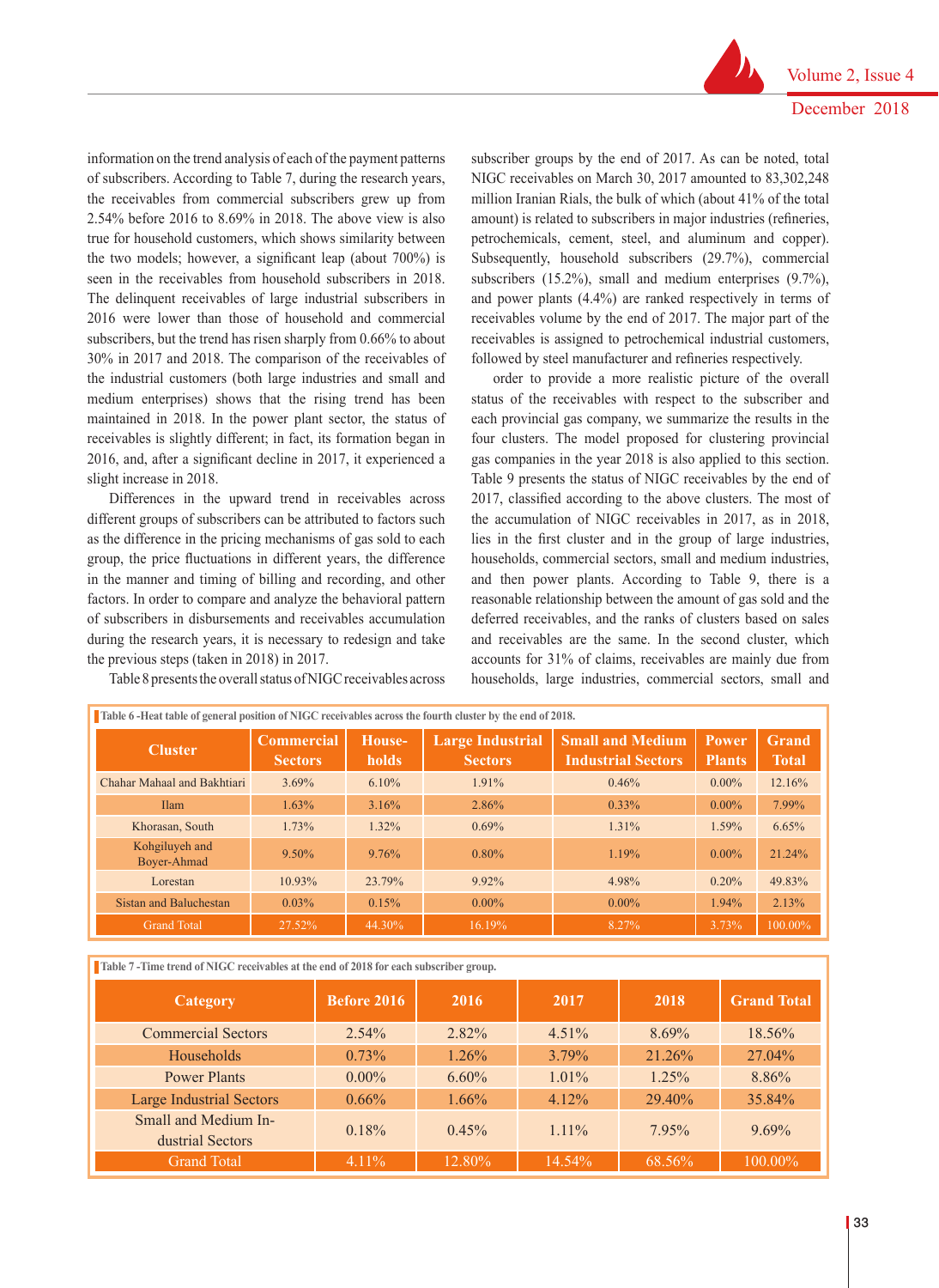information on the trend analysis of each of the payment patterns of subscribers. According to Table 7, during the research years, the receivables from commercial subscribers grew up from 2.54% before 2016 to 8.69% in 2018. The above view is also true for household customers, which shows similarity between the two models; however, a significant leap (about 700%) is seen in the receivables from household subscribers in 2018. The delinquent receivables of large industrial subscribers in 2016 were lower than those of household and commercial subscribers, but the trend has risen sharply from 0.66% to about 30% in 2017 and 2018. The comparison of the receivables of the industrial customers (both large industries and small and medium enterprises) shows that the rising trend has been maintained in 2018. In the power plant sector, the status of receivables is slightly different; in fact, its formation began in 2016, and, after a significant decline in 2017, it experienced a slight increase in 2018.

Differences in the upward trend in receivables across different groups of subscribers can be attributed to factors such as the difference in the pricing mechanisms of gas sold to each group, the price fluctuations in different years, the difference in the manner and timing of billing and recording, and other factors. In order to compare and analyze the behavioral pattern of subscribers in disbursements and receivables accumulation during the research years, it is necessary to redesign and take the previous steps (taken in 2018) in 2017.

Table 8 presents the overall status of NIGC receivables across subscriber groups by the end of 2017. As can be noted, total NIGC receivables on March 30, 2017 amounted to 83,302,248 million Iranian Rials, the bulk of which (about 41% of the total amount) is related to subscribers in major industries (refineries, petrochemicals, cement, steel, and aluminum and copper). Subsequently, household subscribers (29.7%), commercial subscribers (15.2%), small and medium enterprises (9.7%), and power plants (4.4%) are ranked respectively in terms of receivables volume by the end of 2017. The major part of the receivables is assigned to petrochemical industrial customers, followed by steel manufacturer and refineries respectively.

order to provide a more realistic picture of the overall status of the receivables with respect to the subscriber and each provincial gas company, we summarize the results in the four clusters. The model proposed for clustering provincial gas companies in the year 2018 is also applied to this section. Table 9 presents the status of NIGC receivables by the end of 2017, classified according to the above clusters. The most of the accumulation of NIGC receivables in 2017, as in 2018, lies in the first cluster and in the group of large industries, households, commercial sectors, small and medium industries, and then power plants. According to Table 9, there is a reasonable relationship between the amount of gas sold and the deferred receivables, and the ranks of clusters based on sales and receivables are the same. In the second cluster, which accounts for 31% of claims, receivables are mainly due from households, large industries, commercial sectors, small and

Table 6 -Heat table of general position of NIGC receivables across the fourth cluster by the end of 2018.

| Cluster | Commercial Sectors | House-holds | Large Industrial Sectors | Small and Medium Industrial Sectors | Power Plants | Grand Total |
|---|---|---|---|---|---|---|
| Chahar Mahaal and Bakhtiari | 3.69% | 6.10% | 1.91% | 0.46% | 0.00% | 12.16% |
| Ilam | 1.63% | 3.16% | 2.86% | 0.33% | 0.00% | 7.99% |
| Khorasan, South | 1.73% | 1.32% | 0.69% | 1.31% | 1.59% | 6.65% |
| Kohgiluyeh and Boyer-Ahmad | 9.50% | 9.76% | 0.80% | 1.19% | 0.00% | 21.24% |
| Lorestan | 10.93% | 23.79% | 9.92% | 4.98% | 0.20% | 49.83% |
| Sistan and Baluchestan | 0.03% | 0.15% | 0.00% | 0.00% | 1.94% | 2.13% |
| Grand Total | 27.52% | 44.30% | 16.19% | 8.27% | 3.73% | 100.00% |

Table 7 -Time trend of NIGC receivables at the end of 2018 for each subscriber group.

| Category | Before 2016 | 2016 | 2017 | 2018 | Grand Total |
|---|---|---|---|---|---|
| Commercial Sectors | 2.54% | 2.82% | 4.51% | 8.69% | 18.56% |
| Households | 0.73% | 1.26% | 3.79% | 21.26% | 27.04% |
| Power Plants | 0.00% | 6.60% | 1.01% | 1.25% | 8.86% |
| Large Industrial Sectors | 0.66% | 1.66% | 4.12% | 29.40% | 35.84% |
| Small and Medium Industrial Sectors | 0.18% | 0.45% | 1.11% | 7.95% | 9.69% |
| Grand Total | 4.11% | 12.80% | 14.54% | 68.56% | 100.00% |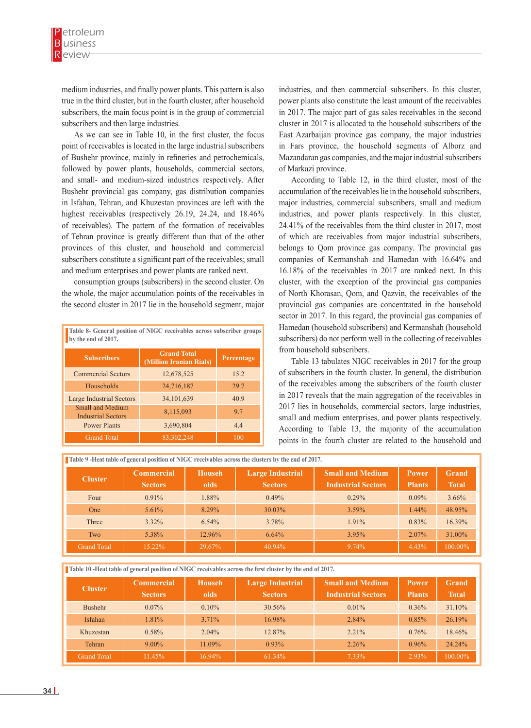medium industries, and finally power plants. This pattern is also true in the third cluster, but in the fourth cluster, after household subscribers, the main focus point is in the group of commercial subscribers and then large industries.

As we can see in Table 10, in the first cluster, the focus point of receivables is located in the large industrial subscribers of Bushehr province, mainly in refineries and petrochemicals, followed by power plants, households, commercial sectors, and small- and medium-sized industries respectively. After Bushehr provincial gas company, gas distribution companies in Isfahan, Tehran, and Khuzestan provinces are left with the highest receivables (respectively 26.19, 24.24, and 18.46% of receivables). The pattern of the formation of receivables of Tehran province is greatly different than that of the other provinces of this cluster, and household and commercial subscribers constitute a significant part of the receivables; small and medium enterprises and power plants are ranked next.

consumption groups (subscribers) in the second cluster. On the whole, the major accumulation points of the receivables in the second cluster in 2017 lie in the household segment, major industries, and then commercial subscribers. In this cluster, power plants also constitute the least amount of the receivables in 2017. The major part of gas sales receivables in the second cluster in 2017 is allocated to the household subscribers of the East Azarbaijan province gas company, the major industries in Fars province, the household segments of Alborz and Mazandaran gas companies, and the major industrial subscribers of Markazi province.

According to Table 12, in the third cluster, most of the accumulation of the receivables lie in the household subscribers, major industries, commercial subscribers, small and medium industries, and power plants respectively. In this cluster, 24.41% of the receivables from the third cluster in 2017, most of which are receivables from major industrial subscribers, belongs to Qom province gas company. The provincial gas companies of Kermanshah and Hamedan with 16.64% and 16.18% of the receivables in 2017 are ranked next. In this cluster, with the exception of the provincial gas companies of North Khorasan, Qom, and Qazvin, the receivables of the provincial gas companies are concentrated in the household sector in 2017. In this regard, the provincial gas companies of Hamedan (household subscribers) and Kermanshah (household subscribers) do not perform well in the collecting of receivables from household subscribers.

Table 13 tabulates NIGC receivables in 2017 for the group of subscribers in the fourth cluster. In general, the distribution of the receivables among the subscribers of the fourth cluster in 2017 reveals that the main aggregation of the receivables in 2017 lies in households, commercial sectors, large industries, small and medium enterprises, and power plants respectively. According to Table 13, the majority of the accumulation points in the fourth cluster are related to the household and

**Table 8- General position of NIGC receivables across subscriber groups by the end of 2017.**

| Subscribers | Grand Total (Million Iranian Rials) | Percentage |
|---|---|---|
| Commercial Sectors | 12,678,525 | 15.2 |
| Households | 24,716,187 | 29.7 |
| Large Industrial Sectors | 34,101,639 | 40.9 |
| Small and Medium Industrial Sectors | 8,115,093 | 9.7 |
| Power Plants | 3,690,804 | 4.4 |
| Grand Total | 83,302,248 | 100 |

**Table 9 -Heat table of general position of NIGC receivables across the clusters by the end of 2017.**

| Cluster | Commercial Sectors | Households | Large Industrial Sectors | Small and Medium Industrial Sectors | Power Plants | Grand Total |
|---|---|---|---|---|---|---|
| Four | 0.91% | 1.88% | 0.49% | 0.29% | 0.09% | 3.66% |
| One | 5.61% | 8.29% | 30.03% | 3.59% | 1.44% | 48.95% |
| Three | 3.32% | 6.54% | 3.78% | 1.91% | 0.83% | 16.39% |
| Two | 5.38% | 12.96% | 6.64% | 3.95% | 2.07% | 31.00% |
| Grand Total | 15.22% | 29.67% | 40.94% | 9.74% | 4.43% | 100.00% |

**Table 10 -Heat table of general position of NIGC receivables across the first cluster by the end of 2017.**

| Cluster | Commercial Sectors | Households | Large Industrial Sectors | Small and Medium Industrial Sectors | Power Plants | Grand Total |
|---|---|---|---|---|---|---|
| Bushehr | 0.07% | 0.10% | 30.56% | 0.01% | 0.36% | 31.10% |
| Isfahan | 1.81% | 3.71% | 16.98% | 2.84% | 0.85% | 26.19% |
| Khuzestan | 0.58% | 2.04% | 12.87% | 2.21% | 0.76% | 18.46% |
| Tehran | 9.00% | 11.09% | 0.93% | 2.26% | 0.96% | 24.24% |
| Grand Total | 11.45% | 16.94% | 61.34% | 7.33% | 2.93% | 100.00% |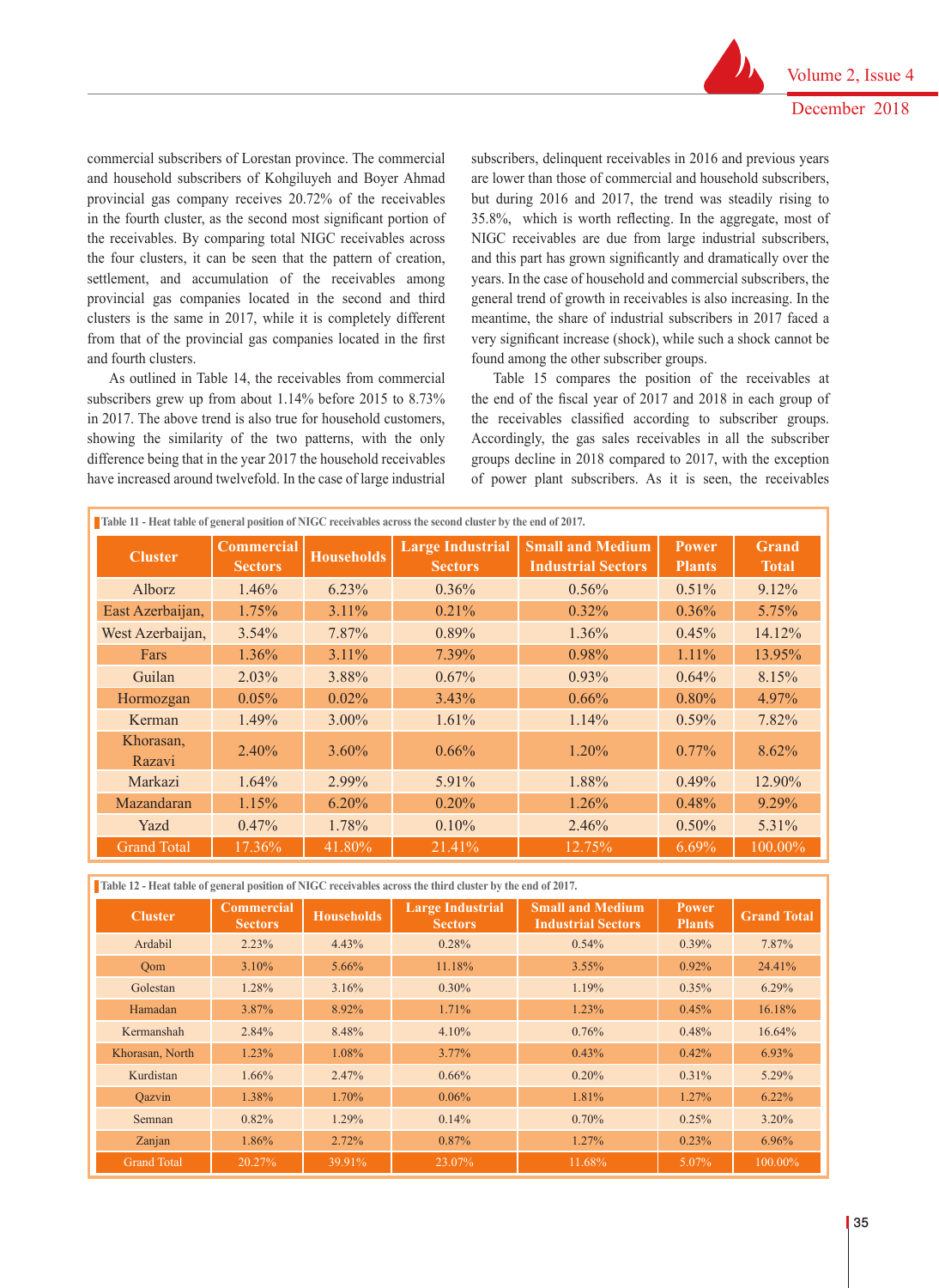commercial subscribers of Lorestan province. The commercial and household subscribers of Kohgiluyeh and Boyer Ahmad provincial gas company receives 20.72% of the receivables in the fourth cluster, as the second most significant portion of the receivables. By comparing total NIGC receivables across the four clusters, it can be seen that the pattern of creation, settlement, and accumulation of the receivables among provincial gas companies located in the second and third clusters is the same in 2017, while it is completely different from that of the provincial gas companies located in the first and fourth clusters.

As outlined in Table 14, the receivables from commercial subscribers grew up from about 1.14% before 2015 to 8.73% in 2017. The above trend is also true for household customers, showing the similarity of the two patterns, with the only difference being that in the year 2017 the household receivables have increased around twelvefold. In the case of large industrial subscribers, delinquent receivables in 2016 and previous years are lower than those of commercial and household subscribers, but during 2016 and 2017, the trend was steadily rising to 35.8%, which is worth reflecting. In the aggregate, most of NIGC receivables are due from large industrial subscribers, and this part has grown significantly and dramatically over the years. In the case of household and commercial subscribers, the general trend of growth in receivables is also increasing. In the meantime, the share of industrial subscribers in 2017 faced a very significant increase (shock), while such a shock cannot be found among the other subscriber groups.

Table 15 compares the position of the receivables at the end of the fiscal year of 2017 and 2018 in each group of the receivables classified according to subscriber groups. Accordingly, the gas sales receivables in all the subscriber groups decline in 2018 compared to 2017, with the exception of power plant subscribers. As it is seen, the receivables

**Table 11 - Heat table of general position of NIGC receivables across the second cluster by the end of 2017.**

| Cluster | Commercial Sectors | Households | Large Industrial Sectors | Small and Medium Industrial Sectors | Power Plants | Grand Total |
|---|---|---|---|---|---|---|
| Alborz | 1.46% | 6.23% | 0.36% | 0.56% | 0.51% | 9.12% |
| East Azerbaijan, | 1.75% | 3.11% | 0.21% | 0.32% | 0.36% | 5.75% |
| West Azerbaijan, | 3.54% | 7.87% | 0.89% | 1.36% | 0.45% | 14.12% |
| Fars | 1.36% | 3.11% | 7.39% | 0.98% | 1.11% | 13.95% |
| Guilan | 2.03% | 3.88% | 0.67% | 0.93% | 0.64% | 8.15% |
| Hormozgan | 0.05% | 0.02% | 3.43% | 0.66% | 0.80% | 4.97% |
| Kerman | 1.49% | 3.00% | 1.61% | 1.14% | 0.59% | 7.82% |
| Khorasan, Razavi | 2.40% | 3.60% | 0.66% | 1.20% | 0.77% | 8.62% |
| Markazi | 1.64% | 2.99% | 5.91% | 1.88% | 0.49% | 12.90% |
| Mazandaran | 1.15% | 6.20% | 0.20% | 1.26% | 0.48% | 9.29% |
| Yazd | 0.47% | 1.78% | 0.10% | 2.46% | 0.50% | 5.31% |
| Grand Total | 17.36% | 41.80% | 21.41% | 12.75% | 6.69% | 100.00% |

**Table 12 - Heat table of general position of NIGC receivables across the third cluster by the end of 2017.**

| Cluster | Commercial Sectors | Households | Large Industrial Sectors | Small and Medium Industrial Sectors | Power Plants | Grand Total |
|---|---|---|---|---|---|---|
| Ardabil | 2.23% | 4.43% | 0.28% | 0.54% | 0.39% | 7.87% |
| Qom | 3.10% | 5.66% | 11.18% | 3.55% | 0.92% | 24.41% |
| Golestan | 1.28% | 3.16% | 0.30% | 1.19% | 0.35% | 6.29% |
| Hamadan | 3.87% | 8.92% | 1.71% | 1.23% | 0.45% | 16.18% |
| Kermanshah | 2.84% | 8.48% | 4.10% | 0.76% | 0.48% | 16.64% |
| Khorasan, North | 1.23% | 1.08% | 3.77% | 0.43% | 0.42% | 6.93% |
| Kurdistan | 1.66% | 2.47% | 0.66% | 0.20% | 0.31% | 5.29% |
| Qazvin | 1.38% | 1.70% | 0.06% | 1.81% | 1.27% | 6.22% |
| Semnan | 0.82% | 1.29% | 0.14% | 0.70% | 0.25% | 3.20% |
| Zanjan | 1.86% | 2.72% | 0.87% | 1.27% | 0.23% | 6.96% |
| Grand Total | 20.27% | 39.91% | 23.07% | 11.68% | 5.07% | 100.00% |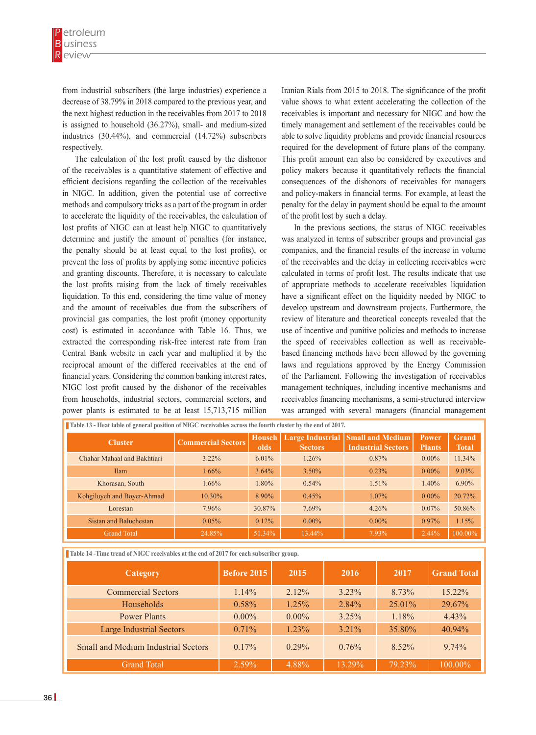from industrial subscribers (the large industries) experience a decrease of 38.79% in 2018 compared to the previous year, and the next highest reduction in the receivables from 2017 to 2018 is assigned to household (36.27%), small- and medium-sized industries (30.44%), and commercial (14.72%) subscribers respectively.

The calculation of the lost profit caused by the dishonor of the receivables is a quantitative statement of effective and efficient decisions regarding the collection of the receivables in NIGC. In addition, given the potential use of corrective methods and compulsory tricks as a part of the program in order to accelerate the liquidity of the receivables, the calculation of lost profits of NIGC can at least help NIGC to quantitatively determine and justify the amount of penalties (for instance, the penalty should be at least equal to the lost profits), or prevent the loss of profits by applying some incentive policies and granting discounts. Therefore, it is necessary to calculate the lost profits raising from the lack of timely receivables liquidation. To this end, considering the time value of money and the amount of receivables due from the subscribers of provincial gas companies, the lost profit (money opportunity cost) is estimated in accordance with Table 16. Thus, we extracted the corresponding risk-free interest rate from Iran Central Bank website in each year and multiplied it by the reciprocal amount of the differed receivables at the end of financial years. Considering the common banking interest rates, NIGC lost profit caused by the dishonor of the receivables from households, industrial sectors, commercial sectors, and power plants is estimated to be at least 15,713,715 million Iranian Rials from 2015 to 2018. The significance of the profit value shows to what extent accelerating the collection of the receivables is important and necessary for NIGC and how the timely management and settlement of the receivables could be able to solve liquidity problems and provide financial resources required for the development of future plans of the company. This profit amount can also be considered by executives and policy makers because it quantitatively reflects the financial consequences of the dishonors of receivables for managers and policy-makers in financial terms. For example, at least the penalty for the delay in payment should be equal to the amount of the profit lost by such a delay.

In the previous sections, the status of NIGC receivables was analyzed in terms of subscriber groups and provincial gas companies, and the financial results of the increase in volume of the receivables and the delay in collecting receivables were calculated in terms of profit lost. The results indicate that use of appropriate methods to accelerate receivables liquidation have a significant effect on the liquidity needed by NIGC to develop upstream and downstream projects. Furthermore, the review of literature and theoretical concepts revealed that the use of incentive and punitive policies and methods to increase the speed of receivables collection as well as receivable-based financing methods have been allowed by the governing laws and regulations approved by the Energy Commission of the Parliament. Following the investigation of receivables management techniques, including incentive mechanisms and receivables financing mechanisms, a semi-structured interview was arranged with several managers (financial management

Table 13 - Heat table of general position of NIGC receivables across the fourth cluster by the end of 2017.

| Cluster | Commercial Sectors | Households | Large Industrial Sectors | Small and Medium Industrial Sectors | Power Plants | Grand Total |
|---|---|---|---|---|---|---|
| Chahar Mahaal and Bakhtiari | 3.22% | 6.01% | 1.26% | 0.87% | 0.00% | 11.34% |
| Ilam | 1.66% | 3.64% | 3.50% | 0.23% | 0.00% | 9.03% |
| Khorasan, South | 1.66% | 1.80% | 0.54% | 1.51% | 1.40% | 6.90% |
| Kohgiluyeh and Boyer-Ahmad | 10.30% | 8.90% | 0.45% | 1.07% | 0.00% | 20.72% |
| Lorestan | 7.96% | 30.87% | 7.69% | 4.26% | 0.07% | 50.86% |
| Sistan and Baluchestan | 0.05% | 0.12% | 0.00% | 0.00% | 0.97% | 1.15% |
| Grand Total | 24.85% | 51.34% | 13.44% | 7.93% | 2.44% | 100.00% |

Table 14 -Time trend of NIGC receivables at the end of 2017 for each subscriber group.

| Category | Before 2015 | 2015 | 2016 | 2017 | Grand Total |
|---|---|---|---|---|---|
| Commercial Sectors | 1.14% | 2.12% | 3.23% | 8.73% | 15.22% |
| Households | 0.58% | 1.25% | 2.84% | 25.01% | 29.67% |
| Power Plants | 0.00% | 0.00% | 3.25% | 1.18% | 4.43% |
| Large Industrial Sectors | 0.71% | 1.23% | 3.21% | 35.80% | 40.94% |
| Small and Medium Industrial Sectors | 0.17% | 0.29% | 0.76% | 8.52% | 9.74% |
| Grand Total | 2.59% | 4.88% | 13.29% | 79.23% | 100.00% |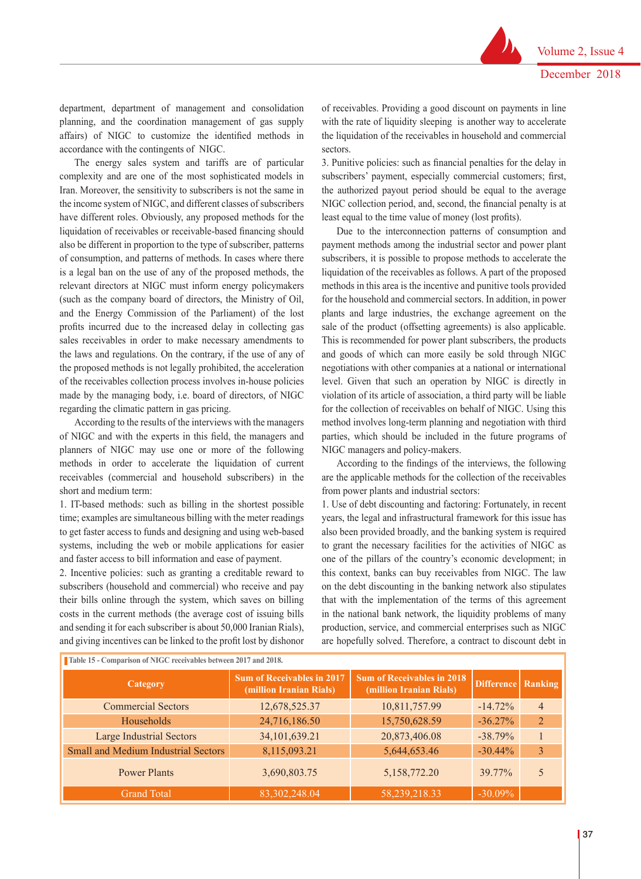department, department of management and consolidation planning, and the coordination management of gas supply affairs) of NIGC to customize the identified methods in accordance with the contingents of NIGC.

The energy sales system and tariffs are of particular complexity and are one of the most sophisticated models in Iran. Moreover, the sensitivity to subscribers is not the same in the income system of NIGC, and different classes of subscribers have different roles. Obviously, any proposed methods for the liquidation of receivables or receivable-based financing should also be different in proportion to the type of subscriber, patterns of consumption, and patterns of methods. In cases where there is a legal ban on the use of any of the proposed methods, the relevant directors at NIGC must inform energy policymakers (such as the company board of directors, the Ministry of Oil, and the Energy Commission of the Parliament) of the lost profits incurred due to the increased delay in collecting gas sales receivables in order to make necessary amendments to the laws and regulations. On the contrary, if the use of any of the proposed methods is not legally prohibited, the acceleration of the receivables collection process involves in-house policies made by the managing body, i.e. board of directors, of NIGC regarding the climatic pattern in gas pricing.

According to the results of the interviews with the managers of NIGC and with the experts in this field, the managers and planners of NIGC may use one or more of the following methods in order to accelerate the liquidation of current receivables (commercial and household subscribers) in the short and medium term:

1. IT-based methods: such as billing in the shortest possible time; examples are simultaneous billing with the meter readings to get faster access to funds and designing and using web-based systems, including the web or mobile applications for easier and faster access to bill information and ease of payment.
2. Incentive policies: such as granting a creditable reward to subscribers (household and commercial) who receive and pay their bills online through the system, which saves on billing costs in the current methods (the average cost of issuing bills and sending it for each subscriber is about 50,000 Iranian Rials), and giving incentives can be linked to the profit lost by dishonor of receivables. Providing a good discount on payments in line with the rate of liquidity sleeping is another way to accelerate the liquidation of the receivables in household and commercial sectors.
3. Punitive policies: such as financial penalties for the delay in subscribers' payment, especially commercial customers; first, the authorized payout period should be equal to the average NIGC collection period, and, second, the financial penalty is at least equal to the time value of money (lost profits).

Due to the interconnection patterns of consumption and payment methods among the industrial sector and power plant subscribers, it is possible to propose methods to accelerate the liquidation of the receivables as follows. A part of the proposed methods in this area is the incentive and punitive tools provided for the household and commercial sectors. In addition, in power plants and large industries, the exchange agreement on the sale of the product (offsetting agreements) is also applicable. This is recommended for power plant subscribers, the products and goods of which can more easily be sold through NIGC negotiations with other companies at a national or international level. Given that such an operation by NIGC is directly in violation of its article of association, a third party will be liable for the collection of receivables on behalf of NIGC. Using this method involves long-term planning and negotiation with third parties, which should be included in the future programs of NIGC managers and policy-makers.

According to the findings of the interviews, the following are the applicable methods for the collection of the receivables from power plants and industrial sectors:

1. Use of debt discounting and factoring: Fortunately, in recent years, the legal and infrastructural framework for this issue has also been provided broadly, and the banking system is required to grant the necessary facilities for the activities of NIGC as one of the pillars of the country's economic development; in this context, banks can buy receivables from NIGC. The law on the debt discounting in the banking network also stipulates that with the implementation of the terms of this agreement in the national bank network, the liquidity problems of many production, service, and commercial enterprises such as NIGC are hopefully solved. Therefore, a contract to discount debt in

**Table 15 - Comparison of NIGC receivables between 2017 and 2018.**

| Category | Sum of Receivables in 2017 (million Iranian Rials) | Sum of Receivables in 2018 (million Iranian Rials) | Difference | Ranking |
|---|---|---|---|---|
| Commercial Sectors | 12,678,525.37 | 10,811,757.99 | -14.72% | 4 |
| Households | 24,716,186.50 | 15,750,628.59 | -36.27% | 2 |
| Large Industrial Sectors | 34,101,639.21 | 20,873,406.08 | -38.79% | 1 |
| Small and Medium Industrial Sectors | 8,115,093.21 | 5,644,653.46 | -30.44% | 3 |
| Power Plants | 3,690,803.75 | 5,158,772.20 | 39.77% | 5 |
| Grand Total | 83,302,248.04 | 58,239,218.33 | -30.09% | |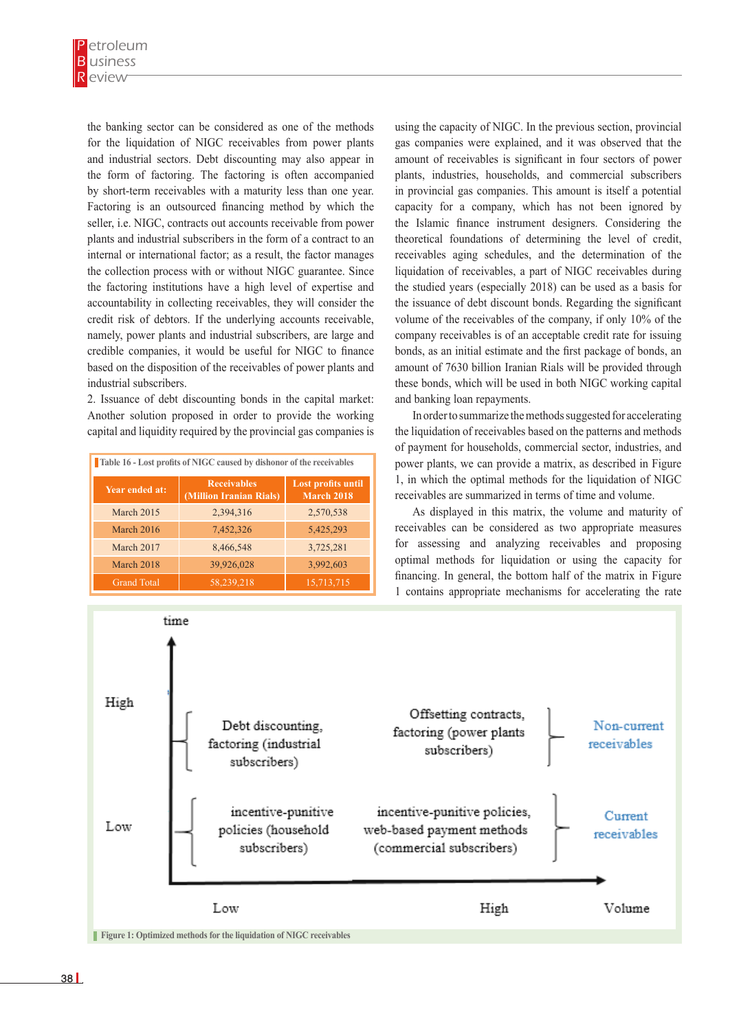the banking sector can be considered as one of the methods for the liquidation of NIGC receivables from power plants and industrial sectors. Debt discounting may also appear in the form of factoring. The factoring is often accompanied by short-term receivables with a maturity less than one year. Factoring is an outsourced financing method by which the seller, i.e. NIGC, contracts out accounts receivable from power plants and industrial subscribers in the form of a contract to an internal or international factor; as a result, the factor manages the collection process with or without NIGC guarantee. Since the factoring institutions have a high level of expertise and accountability in collecting receivables, they will consider the credit risk of debtors. If the underlying accounts receivable, namely, power plants and industrial subscribers, are large and credible companies, it would be useful for NIGC to finance based on the disposition of the receivables of power plants and industrial subscribers.

2. Issuance of debt discounting bonds in the capital market: Another solution proposed in order to provide the working capital and liquidity required by the provincial gas companies is using the capacity of NIGC. In the previous section, provincial gas companies were explained, and it was observed that the amount of receivables is significant in four sectors of power plants, industries, households, and commercial subscribers in provincial gas companies. This amount is itself a potential capacity for a company, which has not been ignored by the Islamic finance instrument designers. Considering the theoretical foundations of determining the level of credit, receivables aging schedules, and the determination of the liquidation of receivables, a part of NIGC receivables during the studied years (especially 2018) can be used as a basis for the issuance of debt discount bonds. Regarding the significant volume of the receivables of the company, if only 10% of the company receivables is of an acceptable credit rate for issuing bonds, as an initial estimate and the first package of bonds, an amount of 7630 billion Iranian Rials will be provided through these bonds, which will be used in both NIGC working capital and banking loan repayments.

Table 16 - Lost profits of NIGC caused by dishonor of the receivables

| Year ended at: | Receivables (Million Iranian Rials) | Lost profits until March 2018 |
|---|---|---|
| March 2015 | 2,394,316 | 2,570,538 |
| March 2016 | 7,452,326 | 5,425,293 |
| March 2017 | 8,466,548 | 3,725,281 |
| March 2018 | 39,926,028 | 3,992,603 |
| Grand Total | 58,239,218 | 15,713,715 |

In order to summarize the methods suggested for accelerating the liquidation of receivables based on the patterns and methods of payment for households, commercial sector, industries, and power plants, we can provide a matrix, as described in Figure 1, in which the optimal methods for the liquidation of NIGC receivables are summarized in terms of time and volume.

As displayed in this matrix, the volume and maturity of receivables can be considered as two appropriate measures for assessing and analyzing receivables and proposing optimal methods for liquidation or using the capacity for financing. In general, the bottom half of the matrix in Figure 1 contains appropriate mechanisms for accelerating the rate

| time | Low (Volume) | High (Volume) | |
|---|---|---|---|
| High | Debt discounting, factoring (industrial subscribers) | Offsetting contracts, factoring (power plants subscribers) | Non-current receivables |
| Low | incentive-punitive policies (household subscribers) | incentive-punitive policies, web-based payment methods (commercial subscribers) | Current receivables |

Figure 1: Optimized methods for the liquidation of NIGC receivables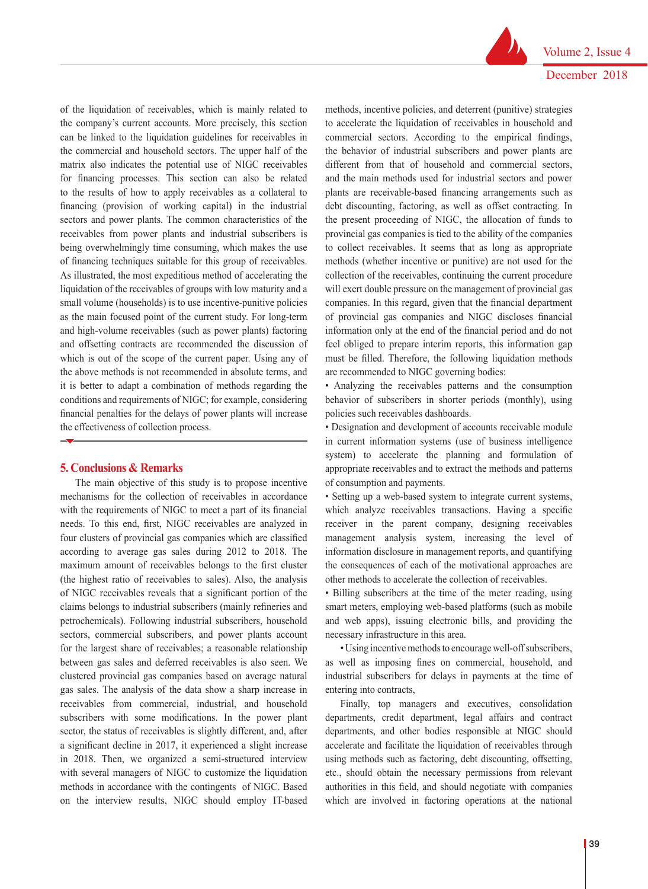of the liquidation of receivables, which is mainly related to the company's current accounts. More precisely, this section can be linked to the liquidation guidelines for receivables in the commercial and household sectors. The upper half of the matrix also indicates the potential use of NIGC receivables for financing processes. This section can also be related to the results of how to apply receivables as a collateral to financing (provision of working capital) in the industrial sectors and power plants. The common characteristics of the receivables from power plants and industrial subscribers is being overwhelmingly time consuming, which makes the use of financing techniques suitable for this group of receivables. As illustrated, the most expeditious method of accelerating the liquidation of the receivables of groups with low maturity and a small volume (households) is to use incentive-punitive policies as the main focused point of the current study. For long-term and high-volume receivables (such as power plants) factoring and offsetting contracts are recommended the discussion of which is out of the scope of the current paper. Using any of the above methods is not recommended in absolute terms, and it is better to adapt a combination of methods regarding the conditions and requirements of NIGC; for example, considering financial penalties for the delays of power plants will increase the effectiveness of collection process.

## 5. Conclusions & Remarks

The main objective of this study is to propose incentive mechanisms for the collection of receivables in accordance with the requirements of NIGC to meet a part of its financial needs. To this end, first, NIGC receivables are analyzed in four clusters of provincial gas companies which are classified according to average gas sales during 2012 to 2018. The maximum amount of receivables belongs to the first cluster (the highest ratio of receivables to sales). Also, the analysis of NIGC receivables reveals that a significant portion of the claims belongs to industrial subscribers (mainly refineries and petrochemicals). Following industrial subscribers, household sectors, commercial subscribers, and power plants account for the largest share of receivables; a reasonable relationship between gas sales and deferred receivables is also seen. We clustered provincial gas companies based on average natural gas sales. The analysis of the data show a sharp increase in receivables from commercial, industrial, and household subscribers with some modifications. In the power plant sector, the status of receivables is slightly different, and, after a significant decline in 2017, it experienced a slight increase in 2018. Then, we organized a semi-structured interview with several managers of NIGC to customize the liquidation methods in accordance with the contingents of NIGC. Based on the interview results, NIGC should employ IT-based methods, incentive policies, and deterrent (punitive) strategies to accelerate the liquidation of receivables in household and commercial sectors. According to the empirical findings, the behavior of industrial subscribers and power plants are different from that of household and commercial sectors, and the main methods used for industrial sectors and power plants are receivable-based financing arrangements such as debt discounting, factoring, as well as offset contracting. In the present proceeding of NIGC, the allocation of funds to provincial gas companies is tied to the ability of the companies to collect receivables. It seems that as long as appropriate methods (whether incentive or punitive) are not used for the collection of the receivables, continuing the current procedure will exert double pressure on the management of provincial gas companies. In this regard, given that the financial department of provincial gas companies and NIGC discloses financial information only at the end of the financial period and do not feel obliged to prepare interim reports, this information gap must be filled. Therefore, the following liquidation methods are recommended to NIGC governing bodies:

- Analyzing the receivables patterns and the consumption behavior of subscribers in shorter periods (monthly), using policies such receivables dashboards.
- Designation and development of accounts receivable module in current information systems (use of business intelligence system) to accelerate the planning and formulation of appropriate receivables and to extract the methods and patterns of consumption and payments.
- Setting up a web-based system to integrate current systems, which analyze receivables transactions. Having a specific receiver in the parent company, designing receivables management analysis system, increasing the level of information disclosure in management reports, and quantifying the consequences of each of the motivational approaches are other methods to accelerate the collection of receivables.
- Billing subscribers at the time of the meter reading, using smart meters, employing web-based platforms (such as mobile and web apps), issuing electronic bills, and providing the necessary infrastructure in this area.
- Using incentive methods to encourage well-off subscribers, as well as imposing fines on commercial, household, and industrial subscribers for delays in payments at the time of entering into contracts,

Finally, top managers and executives, consolidation departments, credit department, legal affairs and contract departments, and other bodies responsible at NIGC should accelerate and facilitate the liquidation of receivables through using methods such as factoring, debt discounting, offsetting, etc., should obtain the necessary permissions from relevant authorities in this field, and should negotiate with companies which are involved in factoring operations at the national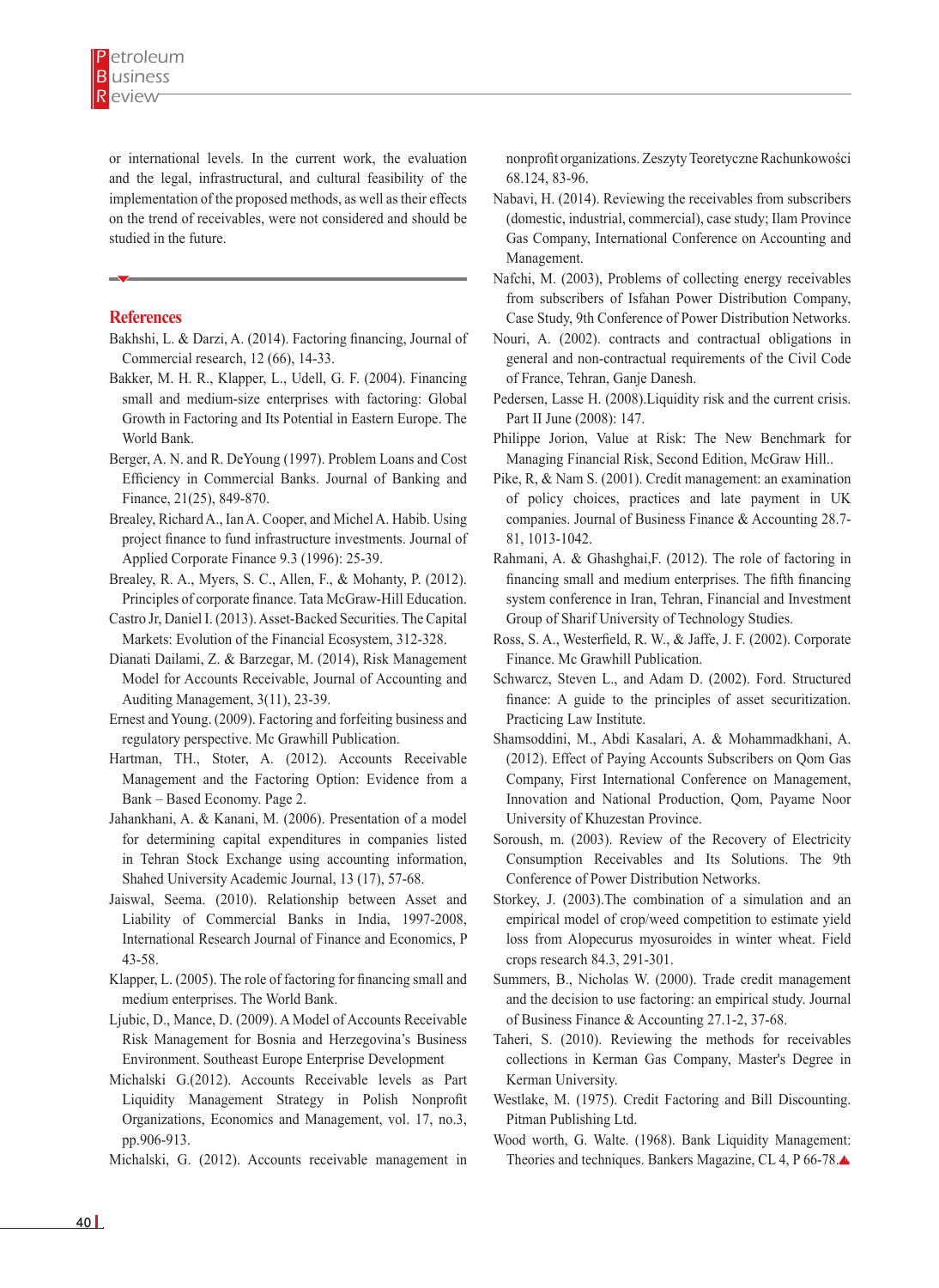or international levels. In the current work, the evaluation and the legal, infrastructural, and cultural feasibility of the implementation of the proposed methods, as well as their effects on the trend of receivables, were not considered and should be studied in the future.

## References

Bakhshi, L. & Darzi, A. (2014). Factoring financing, Journal of Commercial research, 12 (66), 14-33.

Bakker, M. H. R., Klapper, L., Udell, G. F. (2004). Financing small and medium-size enterprises with factoring: Global Growth in Factoring and Its Potential in Eastern Europe. The World Bank.

Berger, A. N. and R. DeYoung (1997). Problem Loans and Cost Efficiency in Commercial Banks. Journal of Banking and Finance, 21(25), 849-870.

Brealey, Richard A., Ian A. Cooper, and Michel A. Habib. Using project finance to fund infrastructure investments. Journal of Applied Corporate Finance 9.3 (1996): 25-39.

Brealey, R. A., Myers, S. C., Allen, F., & Mohanty, P. (2012). Principles of corporate finance. Tata McGraw-Hill Education.

Castro Jr, Daniel I. (2013). Asset-Backed Securities. The Capital Markets: Evolution of the Financial Ecosystem, 312-328.

Dianati Dailami, Z. & Barzegar, M. (2014), Risk Management Model for Accounts Receivable, Journal of Accounting and Auditing Management, 3(11), 23-39.

Ernest and Young. (2009). Factoring and forfeiting business and regulatory perspective. Mc Grawhill Publication.

Hartman, TH., Stoter, A. (2012). Accounts Receivable Management and the Factoring Option: Evidence from a Bank – Based Economy. Page 2.

Jahankhani, A. & Kanani, M. (2006). Presentation of a model for determining capital expenditures in companies listed in Tehran Stock Exchange using accounting information, Shahed University Academic Journal, 13 (17), 57-68.

Jaiswal, Seema. (2010). Relationship between Asset and Liability of Commercial Banks in India, 1997-2008, International Research Journal of Finance and Economics, P 43-58.

Klapper, L. (2005). The role of factoring for financing small and medium enterprises. The World Bank.

Ljubic, D., Mance, D. (2009). A Model of Accounts Receivable Risk Management for Bosnia and Herzegovina's Business Environment. Southeast Europe Enterprise Development

Michalski G.(2012). Accounts Receivable levels as Part Liquidity Management Strategy in Polish Nonprofit Organizations, Economics and Management, vol. 17, no.3, pp.906-913.

Michalski, G. (2012). Accounts receivable management in nonprofit organizations. Zeszyty Teoretyczne Rachunkowości 68.124, 83-96.

Nabavi, H. (2014). Reviewing the receivables from subscribers (domestic, industrial, commercial), case study; Ilam Province Gas Company, International Conference on Accounting and Management.

Nafchi, M. (2003), Problems of collecting energy receivables from subscribers of Isfahan Power Distribution Company, Case Study, 9th Conference of Power Distribution Networks.

Nouri, A. (2002). contracts and contractual obligations in general and non-contractual requirements of the Civil Code of France, Tehran, Ganje Danesh.

Pedersen, Lasse H. (2008).Liquidity risk and the current crisis. Part II June (2008): 147.

Philippe Jorion, Value at Risk: The New Benchmark for Managing Financial Risk, Second Edition, McGraw Hill..

Pike, R, & Nam S. (2001). Credit management: an examination of policy choices, practices and late payment in UK companies. Journal of Business Finance & Accounting 28.7-81, 1013-1042.

Rahmani, A. & Ghashghai,F. (2012). The role of factoring in financing small and medium enterprises. The fifth financing system conference in Iran, Tehran, Financial and Investment Group of Sharif University of Technology Studies.

Ross, S. A., Westerfield, R. W., & Jaffe, J. F. (2002). Corporate Finance. Mc Grawhill Publication.

Schwarcz, Steven L., and Adam D. (2002). Ford. Structured finance: A guide to the principles of asset securitization. Practicing Law Institute.

Shamsoddini, M., Abdi Kasalari, A. & Mohammadkhani, A. (2012). Effect of Paying Accounts Subscribers on Qom Gas Company, First International Conference on Management, Innovation and National Production, Qom, Payame Noor University of Khuzestan Province.

Soroush, m. (2003). Review of the Recovery of Electricity Consumption Receivables and Its Solutions. The 9th Conference of Power Distribution Networks.

Storkey, J. (2003).The combination of a simulation and an empirical model of crop/weed competition to estimate yield loss from Alopecurus myosuroides in winter wheat. Field crops research 84.3, 291-301.

Summers, B., Nicholas W. (2000). Trade credit management and the decision to use factoring: an empirical study. Journal of Business Finance & Accounting 27.1-2, 37-68.

Taheri, S. (2010). Reviewing the methods for receivables collections in Kerman Gas Company, Master's Degree in Kerman University.

Westlake, M. (1975). Credit Factoring and Bill Discounting. Pitman Publishing Ltd.

Wood worth, G. Walte. (1968). Bank Liquidity Management: Theories and techniques. Bankers Magazine, CL 4, P 66-78.